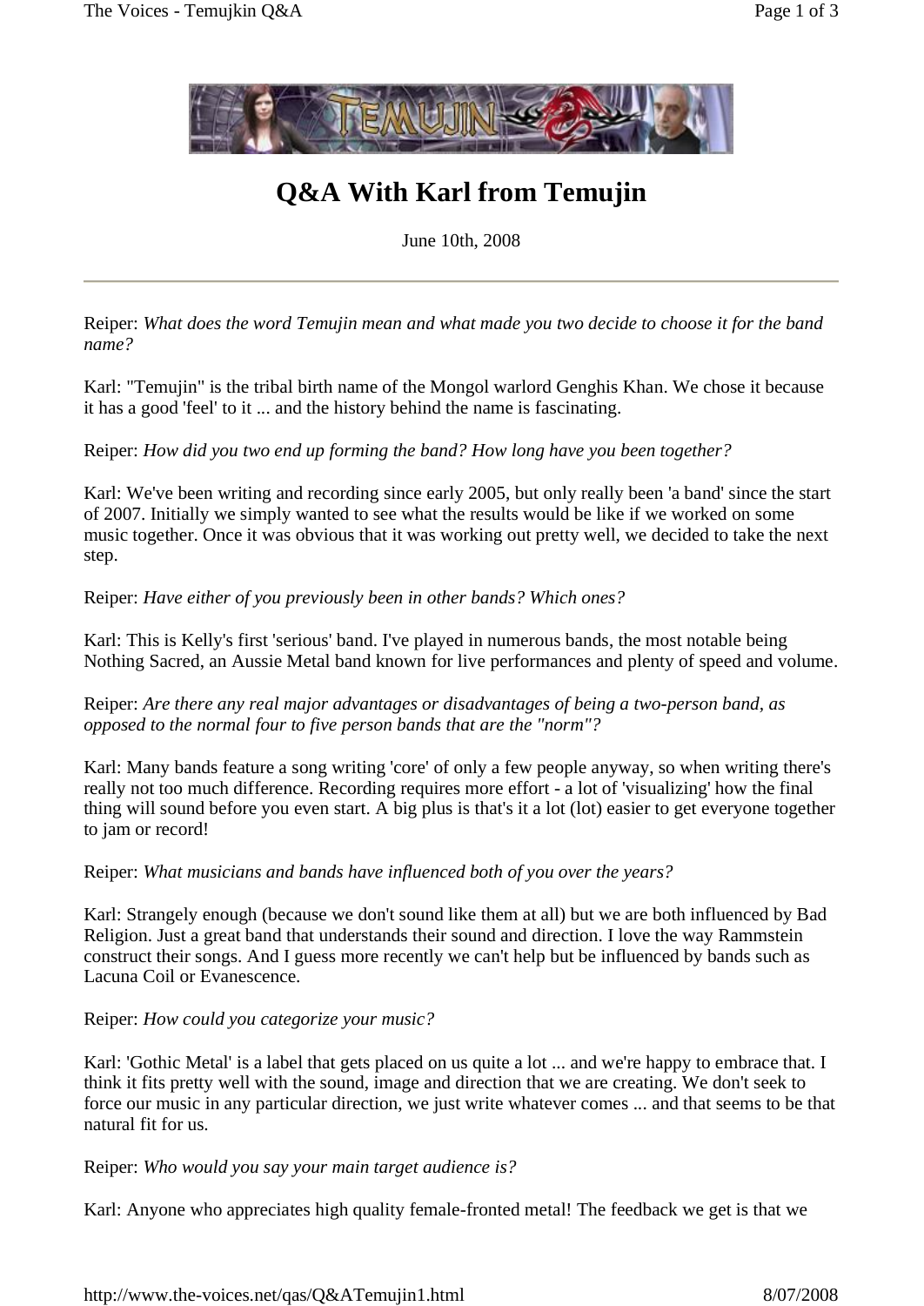# Q&A With Karl from Temujin

June 10th, 2008

---

Reiper: *What does the word Temujin mean and what made you two decide to choose it for the band name?*

Karl: "Temujin" is the tribal birth name of the Mongol warlord Genghis Khan. We chose it because it has a good 'feel' to it ... and the history behind the name is fascinating.

Reiper: *How did you two end up forming the band? How long have you been together?*

Karl: We've been writing and recording since early 2005, but only really been 'a band' since the start of 2007. Initially we simply wanted to see what the results would be like if we worked on some music together. Once it was obvious that it was working out pretty well, we decided to take the next step.

Reiper: *Have either of you previously been in other bands? Which ones?*

Karl: This is Kelly's first 'serious' band. I've played in numerous bands, the most notable being Nothing Sacred, an Aussie Metal band known for live performances and plenty of speed and volume.

Reiper: *Are there any real major advantages or disadvantages of being a two-person band, as opposed to the normal four to five person bands that are the "norm"?*

Karl: Many bands feature a song writing 'core' of only a few people anyway, so when writing there's really not too much difference. Recording requires more effort - a lot of 'visualizing' how the final thing will sound before you even start. A big plus is that's it a lot (lot) easier to get everyone together to jam or record!

Reiper: *What musicians and bands have influenced both of you over the years?*

Karl: Strangely enough (because we don't sound like them at all) but we are both influenced by Bad Religion. Just a great band that understands their sound and direction. I love the way Rammstein construct their songs. And I guess more recently we can't help but be influenced by bands such as Lacuna Coil or Evanescence.

Reiper: *How could you categorize your music?*

Karl: 'Gothic Metal' is a label that gets placed on us quite a lot ... and we're happy to embrace that. I think it fits pretty well with the sound, image and direction that we are creating. We don't seek to force our music in any particular direction, we just write whatever comes ... and that seems to be that natural fit for us.

Reiper: *Who would you say your main target audience is?*

Karl: Anyone who appreciates high quality female-fronted metal! The feedback we get is that we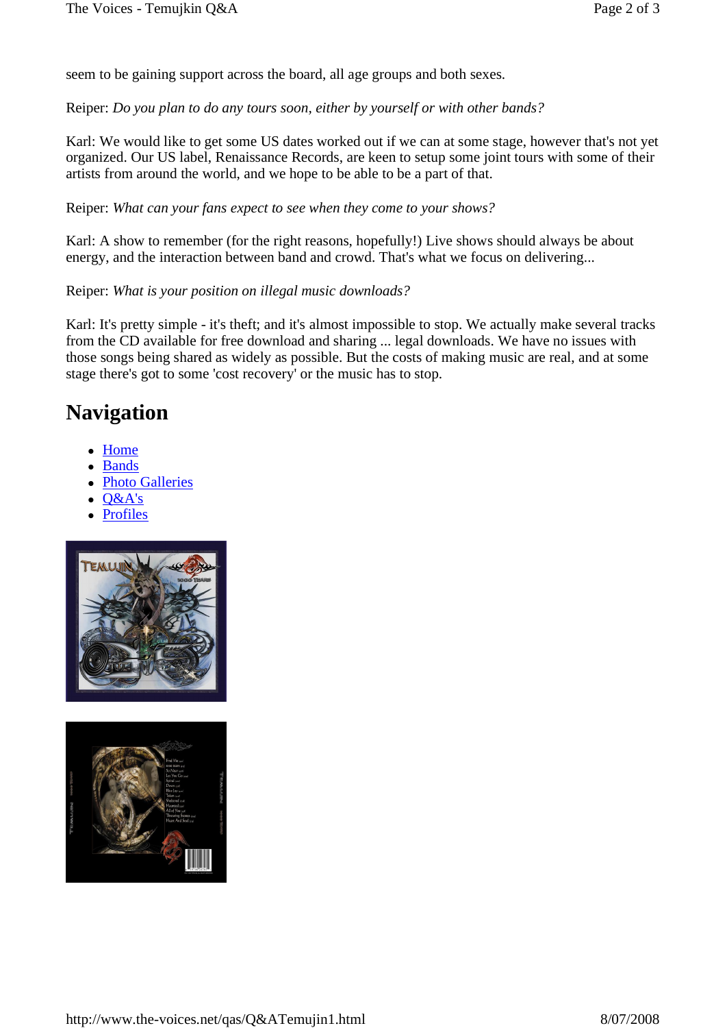seem to be gaining support across the board, all age groups and both sexes.

Reiper: *Do you plan to do any tours soon, either by yourself or with other bands?*

Karl: We would like to get some US dates worked out if we can at some stage, however that's not yet organized. Our US label, Renaissance Records, are keen to setup some joint tours with some of their artists from around the world, and we hope to be able to be a part of that.

Reiper: *What can your fans expect to see when they come to your shows?*

Karl: A show to remember (for the right reasons, hopefully!) Live shows should always be about energy, and the interaction between band and crowd. That's what we focus on delivering...

Reiper: *What is your position on illegal music downloads?*

Karl: It's pretty simple - it's theft; and it's almost impossible to stop. We actually make several tracks from the CD available for free download and sharing ... legal downloads. We have no issues with those songs being shared as widely as possible. But the costs of making music are real, and at some stage there's got to some 'cost recovery' or the music has to stop.

## Navigation

- Home
- Bands
- Photo Galleries
- Q&A's
- Profiles